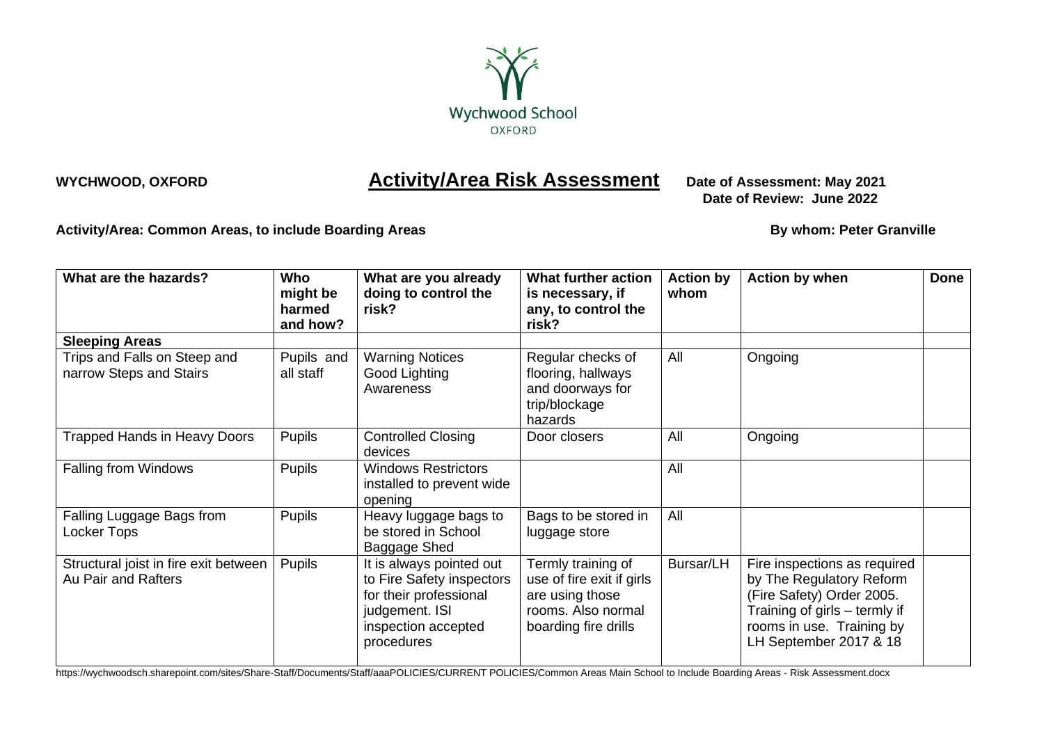Wychwood School
OXFORD

**WYCHWOOD, OXFORD**

# Activity/Area Risk Assessment

**Date of Assessment: May 2021**
**Date of Review: June 2022**

**Activity/Area: Common Areas, to include Boarding Areas**

**By whom: Peter Granville**

| What are the hazards? | Who might be harmed and how? | What are you already doing to control the risk? | What further action is necessary, if any, to control the risk? | Action by whom | Action by when | Done |
|---|---|---|---|---|---|---|
| **Sleeping Areas** | | | | | | |
| Trips and Falls on Steep and narrow Steps and Stairs | Pupils and all staff | Warning Notices<br>Good Lighting<br>Awareness | Regular checks of flooring, hallways and doorways for trip/blockage hazards | All | Ongoing | |
| Trapped Hands in Heavy Doors | Pupils | Controlled Closing devices | Door closers | All | Ongoing | |
| Falling from Windows | Pupils | Windows Restrictors installed to prevent wide opening | | All | | |
| Falling Luggage Bags from Locker Tops | Pupils | Heavy luggage bags to be stored in School Baggage Shed | Bags to be stored in luggage store | All | | |
| Structural joist in fire exit between Au Pair and Rafters | Pupils | It is always pointed out to Fire Safety inspectors for their professional judgement. ISI inspection accepted procedures | Termly training of use of fire exit if girls are using those rooms. Also normal boarding fire drills | Bursar/LH | Fire inspections as required by The Regulatory Reform (Fire Safety) Order 2005. Training of girls – termly if rooms in use. Training by LH September 2017 & 18 | |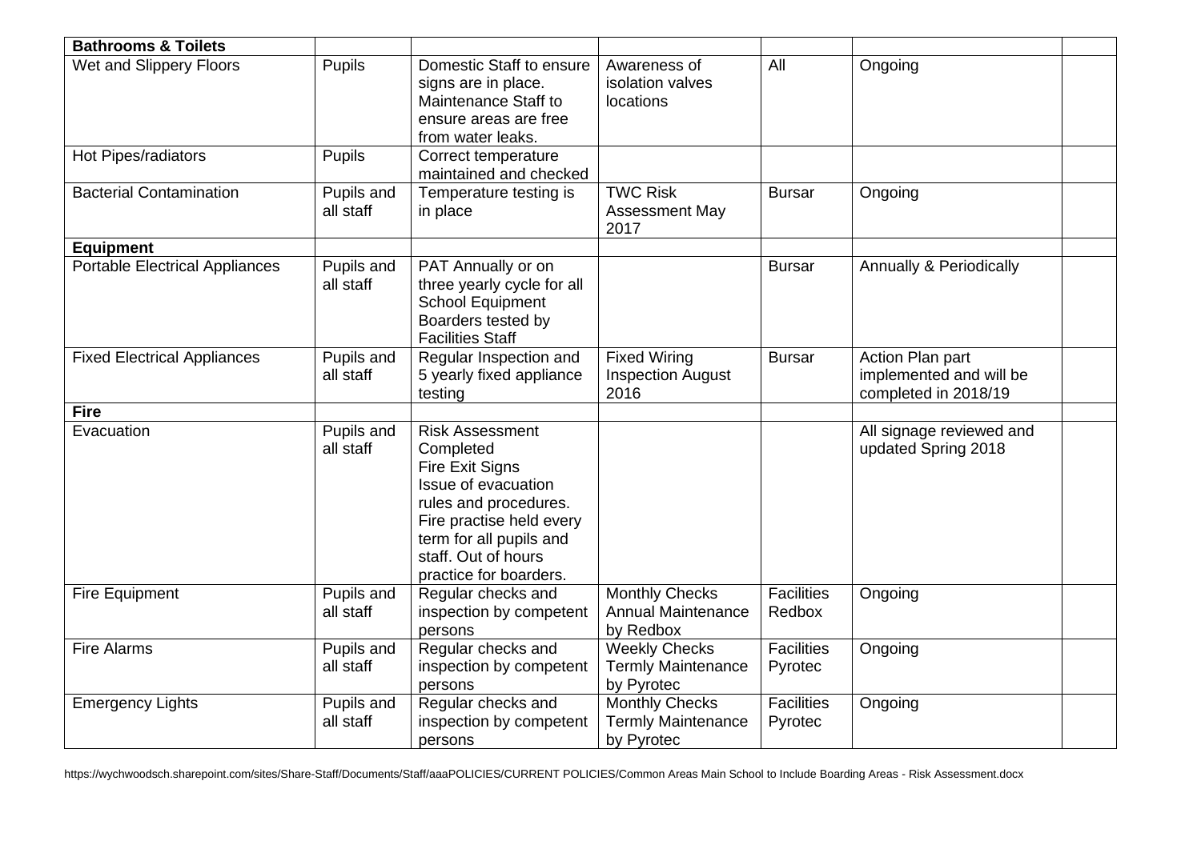| **Bathrooms & Toilets** | | | | | | |
|---|---|---|---|---|---|---|
| Wet and Slippery Floors | Pupils | Domestic Staff to ensure signs are in place. Maintenance Staff to ensure areas are free from water leaks. | Awareness of isolation valves locations | All | Ongoing | |
| Hot Pipes/radiators | Pupils | Correct temperature maintained and checked | | | | |
| Bacterial Contamination | Pupils and all staff | Temperature testing is in place | TWC Risk Assessment May 2017 | Bursar | Ongoing | |
| **Equipment** | | | | | | |
| Portable Electrical Appliances | Pupils and all staff | PAT Annually or on three yearly cycle for all School Equipment Boarders tested by Facilities Staff | | Bursar | Annually & Periodically | |
| Fixed Electrical Appliances | Pupils and all staff | Regular Inspection and 5 yearly fixed appliance testing | Fixed Wiring Inspection August 2016 | Bursar | Action Plan part implemented and will be completed in 2018/19 | |
| **Fire** | | | | | | |
| Evacuation | Pupils and all staff | Risk Assessment Completed Fire Exit Signs Issue of evacuation rules and procedures. Fire practise held every term for all pupils and staff. Out of hours practice for boarders. | | | All signage reviewed and updated Spring 2018 | |
| Fire Equipment | Pupils and all staff | Regular checks and inspection by competent persons | Monthly Checks Annual Maintenance by Redbox | Facilities Redbox | Ongoing | |
| Fire Alarms | Pupils and all staff | Regular checks and inspection by competent persons | Weekly Checks Termly Maintenance by Pyrotec | Facilities Pyrotec | Ongoing | |
| Emergency Lights | Pupils and all staff | Regular checks and inspection by competent persons | Monthly Checks Termly Maintenance by Pyrotec | Facilities Pyrotec | Ongoing | |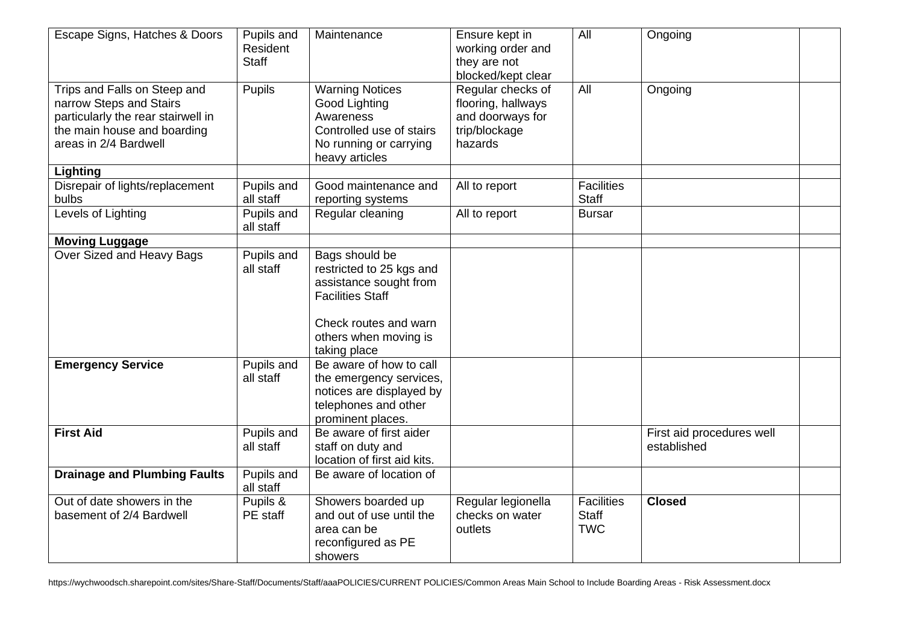| Escape Signs, Hatches & Doors | Pupils and Resident Staff | Maintenance | Ensure kept in working order and they are not blocked/kept clear | All | Ongoing | |
|---|---|---|---|---|---|---|
| Trips and Falls on Steep and narrow Steps and Stairs particularly the rear stairwell in the main house and boarding areas in 2/4 Bardwell | Pupils | Warning Notices<br>Good Lighting<br>Awareness<br>Controlled use of stairs<br>No running or carrying heavy articles | Regular checks of flooring, hallways and doorways for trip/blockage hazards | All | Ongoing | |
| **Lighting** | | | | | | |
| Disrepair of lights/replacement bulbs | Pupils and all staff | Good maintenance and reporting systems | All to report | Facilities Staff | | |
| Levels of Lighting | Pupils and all staff | Regular cleaning | All to report | Bursar | | |
| **Moving Luggage** | | | | | | |
| Over Sized and Heavy Bags | Pupils and all staff | Bags should be restricted to 25 kgs and assistance sought from Facilities Staff<br><br>Check routes and warn others when moving is taking place | | | | |
| **Emergency Service** | Pupils and all staff | Be aware of how to call the emergency services, notices are displayed by telephones and other prominent places. | | | | |
| **First Aid** | Pupils and all staff | Be aware of first aider staff on duty and location of first aid kits. | | | First aid procedures well established | |
| **Drainage and Plumbing Faults** | Pupils and all staff | Be aware of location of | | | | |
| Out of date showers in the basement of 2/4 Bardwell | Pupils & PE staff | Showers boarded up and out of use until the area can be reconfigured as PE showers | Regular legionella checks on water outlets | Facilities Staff<br>TWC | **Closed** | |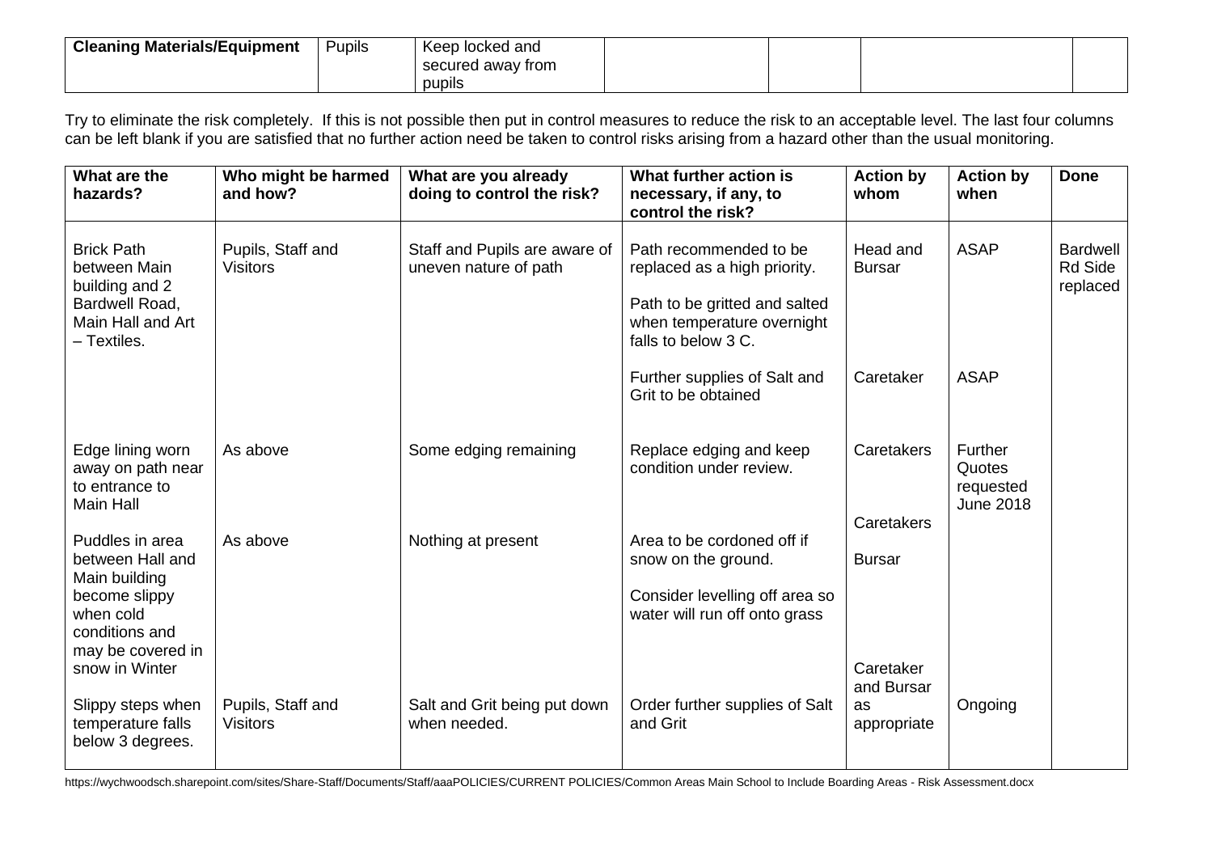| | | | | | | |
|---|---|---|---|---|---|---|
| **Cleaning Materials/Equipment** | Pupils | Keep locked and secured away from pupils | | | | |

Try to eliminate the risk completely. If this is not possible then put in control measures to reduce the risk to an acceptable level. The last four columns can be left blank if you are satisfied that no further action need be taken to control risks arising from a hazard other than the usual monitoring.

| What are the hazards? | Who might be harmed and how? | What are you already doing to control the risk? | What further action is necessary, if any, to control the risk? | Action by whom | Action by when | Done |
|---|---|---|---|---|---|---|
| Brick Path between Main building and 2 Bardwell Road, Main Hall and Art – Textiles. | Pupils, Staff and Visitors | Staff and Pupils are aware of uneven nature of path | Path recommended to be replaced as a high priority.<br><br>Path to be gritted and salted when temperature overnight falls to below 3 C. | Head and Bursar | ASAP | Bardwell Rd Side replaced |
| | | | Further supplies of Salt and Grit to be obtained | Caretaker | ASAP | |
| Edge lining worn away on path near to entrance to Main Hall | As above | Some edging remaining | Replace edging and keep condition under review. | Caretakers | Further Quotes requested June 2018 | |
| Puddles in area between Hall and Main building become slippy when cold conditions and may be covered in snow in Winter | As above | Nothing at present | Area to be cordoned off if snow on the ground.<br><br>Consider levelling off area so water will run off onto grass | Caretakers<br><br>Bursar | | |
| Slippy steps when temperature falls below 3 degrees. | Pupils, Staff and Visitors | Salt and Grit being put down when needed. | Order further supplies of Salt and Grit | Caretaker and Bursar as appropriate | Ongoing | |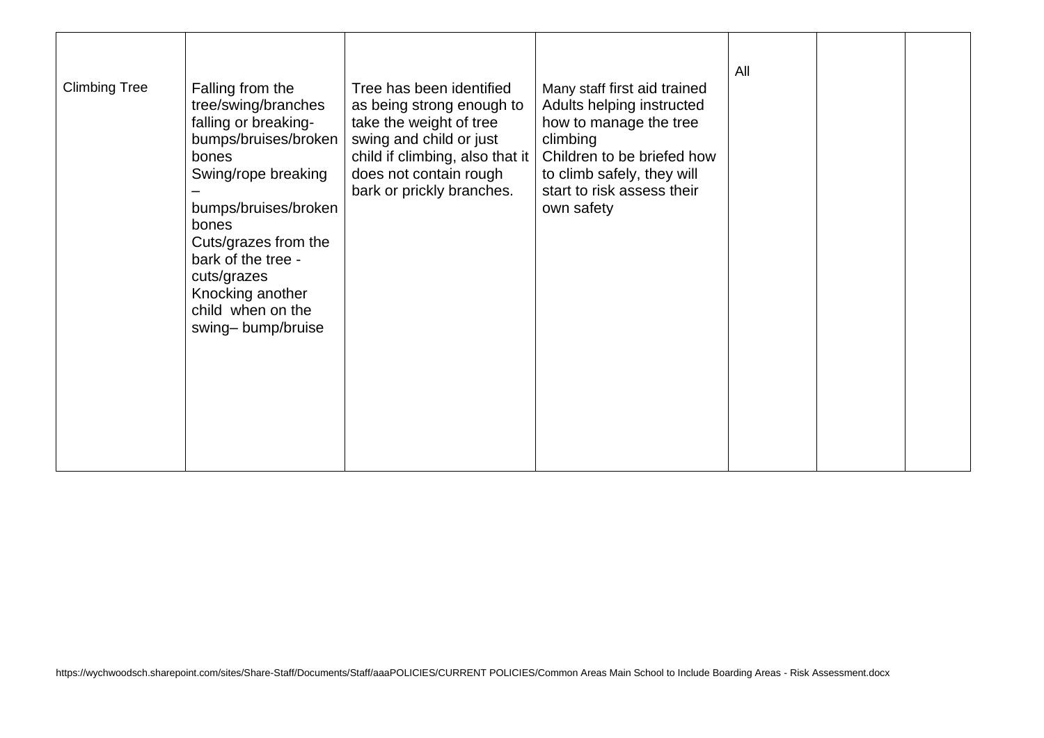| | | | | | | |
|---|---|---|---|---|---|---|
| Climbing Tree | Falling from the tree/swing/branches falling or breaking- bumps/bruises/broken bones<br>Swing/rope breaking – bumps/bruises/broken bones<br>Cuts/grazes from the bark of the tree - cuts/grazes<br>Knocking another child when on the swing– bump/bruise | Tree has been identified as being strong enough to take the weight of tree swing and child or just child if climbing, also that it does not contain rough bark or prickly branches. | Many staff first aid trained<br>Adults helping instructed how to manage the tree climbing<br>Children to be briefed how to climb safely, they will start to risk assess their own safety | All | | |